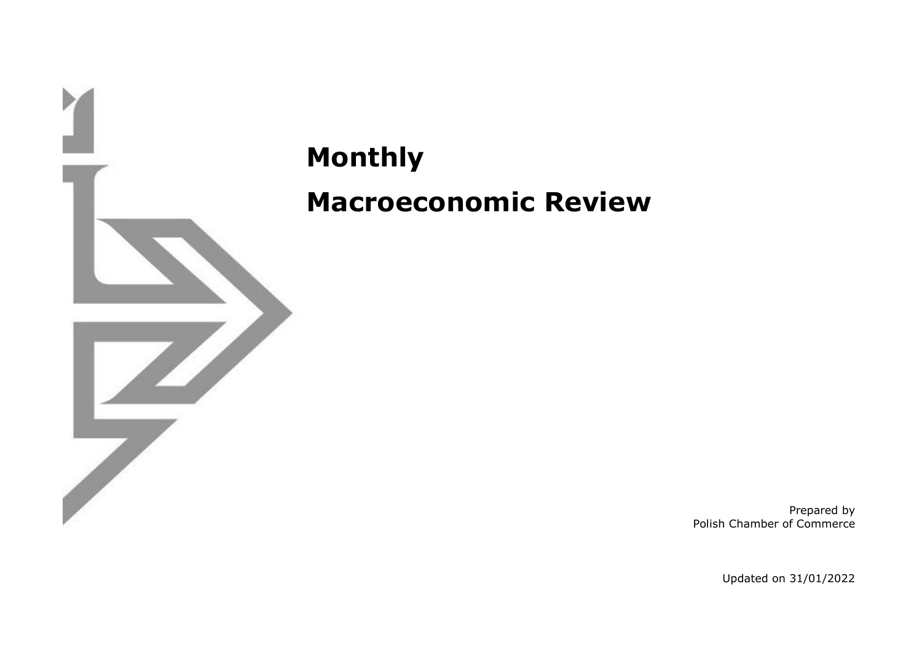# Monthly

# Macroeconomic Review

Prepared by
Polish Chamber of Commerce

Updated on 31/01/2022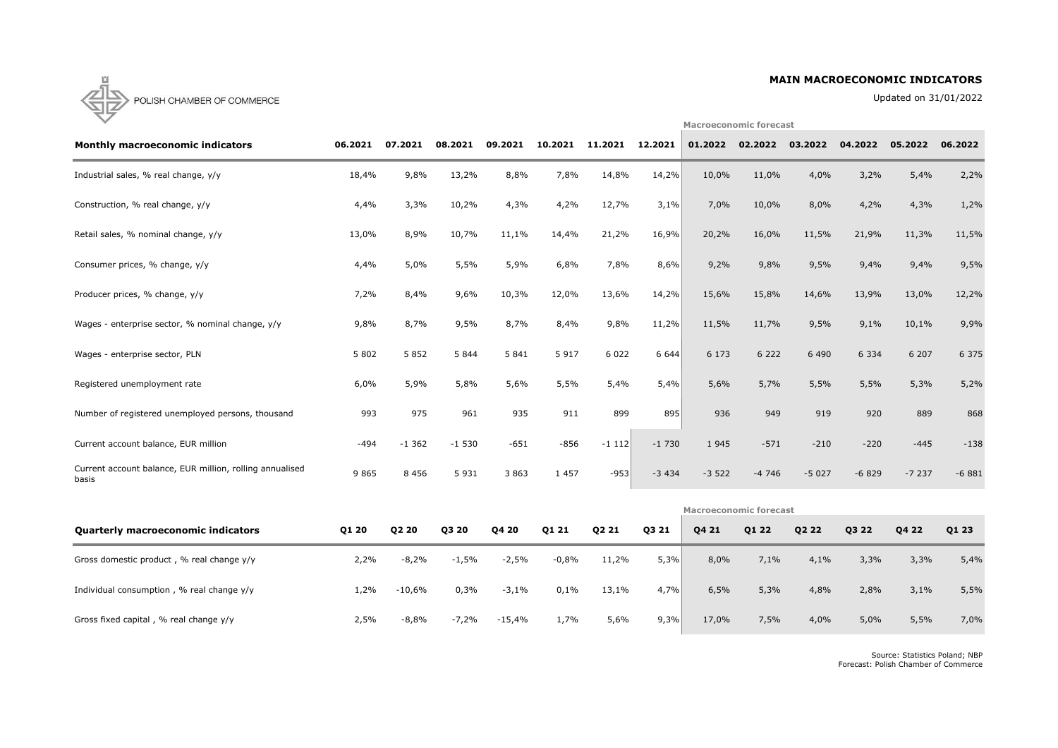POLISH CHAMBER OF COMMERCE

## MAIN MACROECONOMIC INDICATORS

Updated on 31/01/2022

| Monthly macroeconomic indicators | 06.2021 | 07.2021 | 08.2021 | 09.2021 | 10.2021 | 11.2021 | 12.2021 | 01.2022 | 02.2022 | 03.2022 | 04.2022 | 05.2022 | 06.2022 |
|---|---|---|---|---|---|---|---|---|---|---|---|---|---|
| | | | | | | | | Macroeconomic forecast | | | | | |
| Industrial sales, % real change, y/y | 18,4% | 9,8% | 13,2% | 8,8% | 7,8% | 14,8% | 14,2% | 10,0% | 11,0% | 4,0% | 3,2% | 5,4% | 2,2% |
| Construction, % real change, y/y | 4,4% | 3,3% | 10,2% | 4,3% | 4,2% | 12,7% | 3,1% | 7,0% | 10,0% | 8,0% | 4,2% | 4,3% | 1,2% |
| Retail sales, % nominal change, y/y | 13,0% | 8,9% | 10,7% | 11,1% | 14,4% | 21,2% | 16,9% | 20,2% | 16,0% | 11,5% | 21,9% | 11,3% | 11,5% |
| Consumer prices, % change, y/y | 4,4% | 5,0% | 5,5% | 5,9% | 6,8% | 7,8% | 8,6% | 9,2% | 9,8% | 9,5% | 9,4% | 9,4% | 9,5% |
| Producer prices, % change, y/y | 7,2% | 8,4% | 9,6% | 10,3% | 12,0% | 13,6% | 14,2% | 15,6% | 15,8% | 14,6% | 13,9% | 13,0% | 12,2% |
| Wages - enterprise sector, % nominal change, y/y | 9,8% | 8,7% | 9,5% | 8,7% | 8,4% | 9,8% | 11,2% | 11,5% | 11,7% | 9,5% | 9,1% | 10,1% | 9,9% |
| Wages - enterprise sector, PLN | 5 802 | 5 852 | 5 844 | 5 841 | 5 917 | 6 022 | 6 644 | 6 173 | 6 222 | 6 490 | 6 334 | 6 207 | 6 375 |
| Registered unemployment rate | 6,0% | 5,9% | 5,8% | 5,6% | 5,5% | 5,4% | 5,4% | 5,6% | 5,7% | 5,5% | 5,5% | 5,3% | 5,2% |
| Number of registered unemployed persons, thousand | 993 | 975 | 961 | 935 | 911 | 899 | 895 | 936 | 949 | 919 | 920 | 889 | 868 |
| Current account balance, EUR million | -494 | -1 362 | -1 530 | -651 | -856 | -1 112 | -1 730 | 1 945 | -571 | -210 | -220 | -445 | -138 |
| Current account balance, EUR million, rolling annualised basis | 9 865 | 8 456 | 5 931 | 3 863 | 1 457 | -953 | -3 434 | -3 522 | -4 746 | -5 027 | -6 829 | -7 237 | -6 881 |

| Quarterly macroeconomic indicators | Q1 20 | Q2 20 | Q3 20 | Q4 20 | Q1 21 | Q2 21 | Q3 21 | Q4 21 | Q1 22 | Q2 22 | Q3 22 | Q4 22 | Q1 23 |
|---|---|---|---|---|---|---|---|---|---|---|---|---|---|
| | | | | | | | | Macroeconomic forecast | | | | | |
| Gross domestic product , % real change y/y | 2,2% | -8,2% | -1,5% | -2,5% | -0,8% | 11,2% | 5,3% | 8,0% | 7,1% | 4,1% | 3,3% | 3,3% | 5,4% |
| Individual consumption , % real change y/y | 1,2% | -10,6% | 0,3% | -3,1% | 0,1% | 13,1% | 4,7% | 6,5% | 5,3% | 4,8% | 2,8% | 3,1% | 5,5% |
| Gross fixed capital , % real change y/y | 2,5% | -8,8% | -7,2% | -15,4% | 1,7% | 5,6% | 9,3% | 17,0% | 7,5% | 4,0% | 5,0% | 5,5% | 7,0% |

Source: Statistics Poland; NBP
Forecast: Polish Chamber of Commerce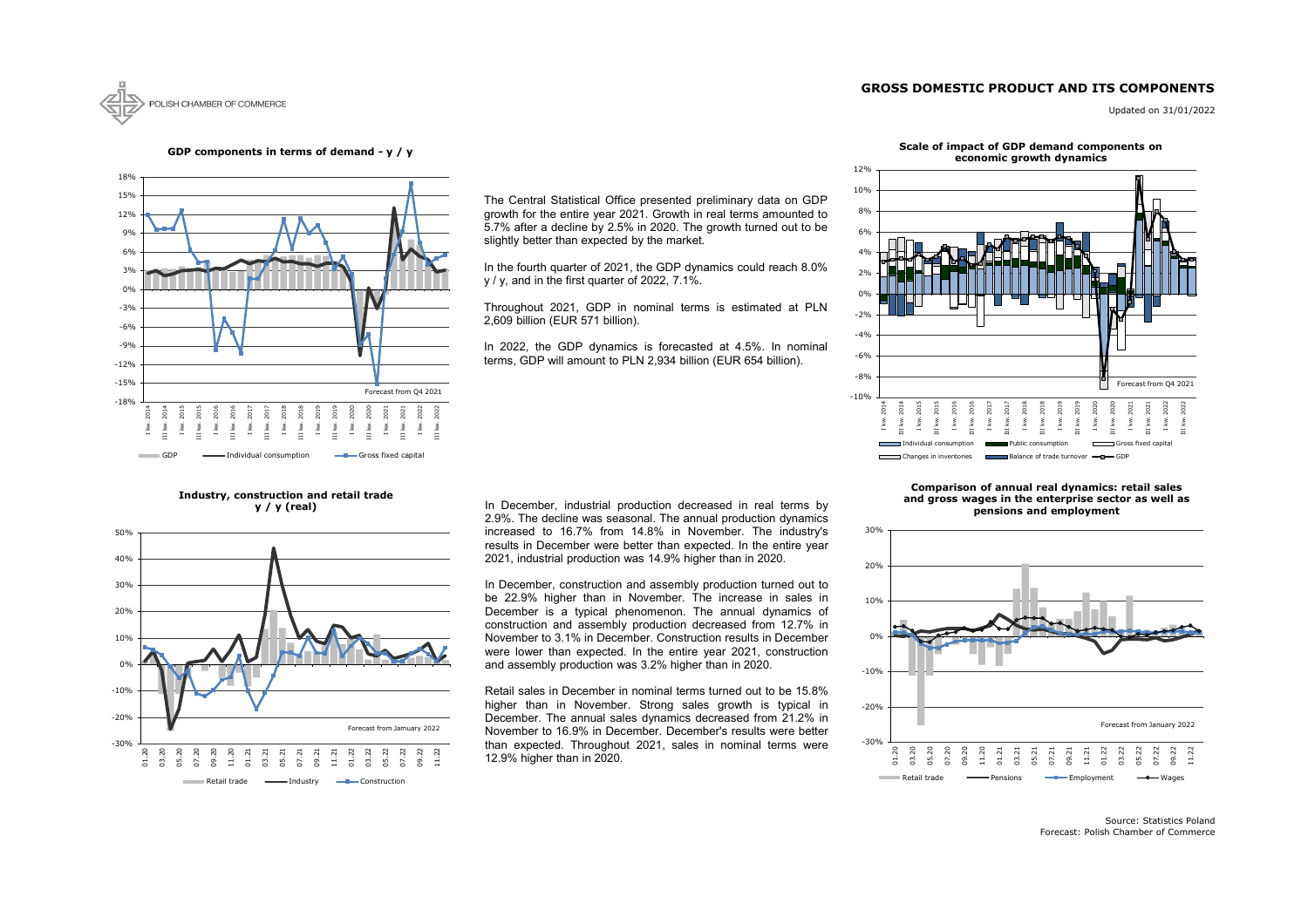## GROSS DOMESTIC PRODUCT AND ITS COMPONENTS

Updated on 31/01/2022

**GDP components in terms of demand - y / y**

The Central Statistical Office presented preliminary data on GDP growth for the entire year 2021. Growth in real terms amounted to 5.7% after a decline by 2.5% in 2020. The growth turned out to be slightly better than expected by the market.

In the fourth quarter of 2021, the GDP dynamics could reach 8.0% y / y, and in the first quarter of 2022, 7.1%.

Throughout 2021, GDP in nominal terms is estimated at PLN 2,609 billion (EUR 571 billion).

In 2022, the GDP dynamics is forecasted at 4.5%. In nominal terms, GDP will amount to PLN 2,934 billion (EUR 654 billion).

**Scale of impact of GDP demand components on economic growth dynamics**

**Industry, construction and retail trade y / y (real)**

In December, industrial production decreased in real terms by 2.9%. The decline was seasonal. The annual production dynamics increased to 16.7% from 14.8% in November. The industry's results in December were better than expected. In the entire year 2021, industrial production was 14.9% higher than in 2020.

In December, construction and assembly production turned out to be 22.9% higher than in November. The increase in sales in December is a typical phenomenon. The annual dynamics of construction and assembly production decreased from 12.7% in November to 3.1% in December. Construction results in December were lower than expected. In the entire year 2021, construction and assembly production was 3.2% higher than in 2020.

Retail sales in December in nominal terms turned out to be 15.8% higher than in November. Strong sales growth is typical in December. The annual sales dynamics decreased from 21.2% in November to 16.9% in December. December's results were better than expected. Throughout 2021, sales in nominal terms were 12.9% higher than in 2020.

**Comparison of annual real dynamics: retail sales and gross wages in the enterprise sector as well as pensions and employment**

Source: Statistics Poland
Forecast: Polish Chamber of Commerce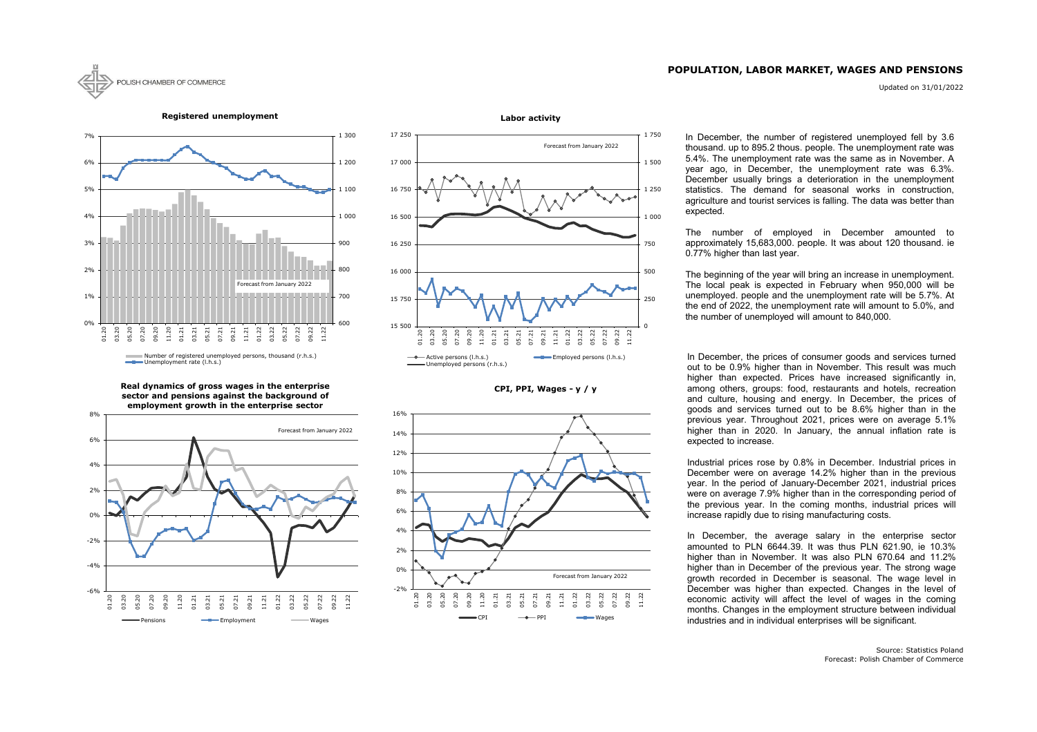POLISH CHAMBER OF COMMERCE

# POPULATION, LABOR MARKET, WAGES AND PENSIONS

Updated on 31/01/2022

**Registered unemployment**

Forecast from January 2022

Number of registered unemployed persons, thousand (r.h.s.)
Unemployment rate (l.h.s.)

**Labor activity**

Forecast from January 2022

Active persons (l.h.s.)
Employed persons (l.h.s.)
Unemployed persons (r.h.s.)

**Real dynamics of gross wages in the enterprise sector and pensions against the background of employment growth in the enterprise sector**

Forecast from January 2022

Pensions
Employment
Wages

**CPI, PPI, Wages - y / y**

Forecast from January 2022

CPI
PPI
Wages

In December, the number of registered unemployed fell by 3.6 thousand. up to 895.2 thous. people. The unemployment rate was 5.4%. The unemployment rate was the same as in November. A year ago, in December, the unemployment rate was 6.3%. December usually brings a deterioration in the unemployment statistics. The demand for seasonal works in construction, agriculture and tourist services is falling. The data was better than expected.

The number of employed in December amounted to approximately 15,683,000. people. It was about 120 thousand. ie 0.77% higher than last year.

The beginning of the year will bring an increase in unemployment. The local peak is expected in February when 950,000 will be unemployed. people and the unemployment rate will be 5.7%. At the end of 2022, the unemployment rate will amount to 5.0%, and the number of unemployed will amount to 840,000.

In December, the prices of consumer goods and services turned out to be 0.9% higher than in November. This result was much higher than expected. Prices have increased significantly in, among others, groups: food, restaurants and hotels, recreation and culture, housing and energy. In December, the prices of goods and services turned out to be 8.6% higher than in the previous year. Throughout 2021, prices were on average 5.1% higher than in 2020. In January, the annual inflation rate is expected to increase.

Industrial prices rose by 0.8% in December. Industrial prices in December were on average 14.2% higher than in the previous year. In the period of January-December 2021, industrial prices were on average 7.9% higher than in the corresponding period of the previous year. In the coming months, industrial prices will increase rapidly due to rising manufacturing costs.

In December, the average salary in the enterprise sector amounted to PLN 6644.39. It was thus PLN 621.90, ie 10.3% higher than in November. It was also PLN 670.64 and 11.2% higher than in December of the previous year. The strong wage growth recorded in December is seasonal. The wage level in December was higher than expected. Changes in the level of economic activity will affect the level of wages in the coming months. Changes in the employment structure between individual industries and in individual enterprises will be significant.

Source: Statistics Poland
Forecast: Polish Chamber of Commerce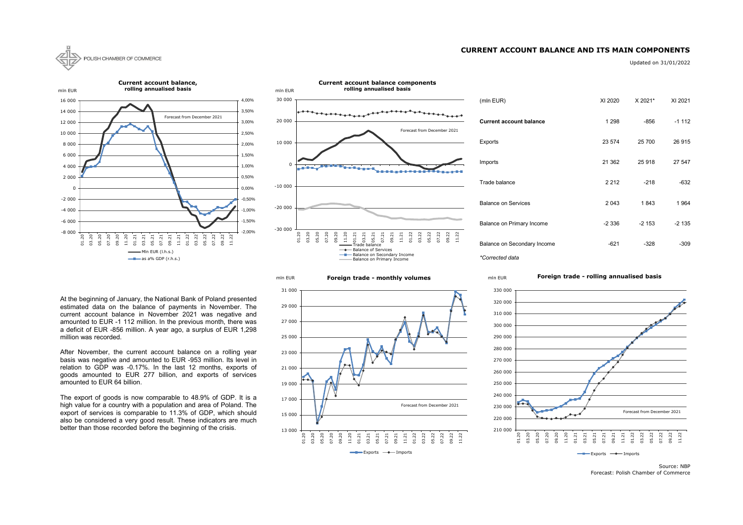POLISH CHAMBER OF COMMERCE

## CURRENT ACCOUNT BALANCE AND ITS MAIN COMPONENTS

Updated on 31/01/2022

| (mln EUR) | XI 2020 | X 2021* | XI 2021 |
|---|---|---|---|
| **Current account balance** | 1 298 | -856 | -1 112 |
| Exports | 23 574 | 25 700 | 26 915 |
| Imports | 21 362 | 25 918 | 27 547 |
| Trade balance | 2 212 | -218 | -632 |
| Balance on Services | 2 043 | 1 843 | 1 964 |
| Balance on Primary Income | -2 336 | -2 153 | -2 135 |
| Balance on Secondary Income | -621 | -328 | -309 |

*\*Corrected data*

At the beginning of January, the National Bank of Poland presented estimated data on the balance of payments in November. The current account balance in November 2021 was negative and amounted to EUR -1 112 million. In the previous month, there was a deficit of EUR -856 million. A year ago, a surplus of EUR 1,298 million was recorded.

After November, the current account balance on a rolling year basis was negative and amounted to EUR -953 million. Its level in relation to GDP was -0.17%. In the last 12 months, exports of goods amounted to EUR 277 billion, and exports of services amounted to EUR 64 billion.

The export of goods is now comparable to 48.9% of GDP. It is a high value for a country with a population and area of Poland. The export of services is comparable to 11.3% of GDP, which should also be considered a very good result. These indicators are much better than those recorded before the beginning of the crisis.

Source: NBP
Forecast: Polish Chamber of Commerce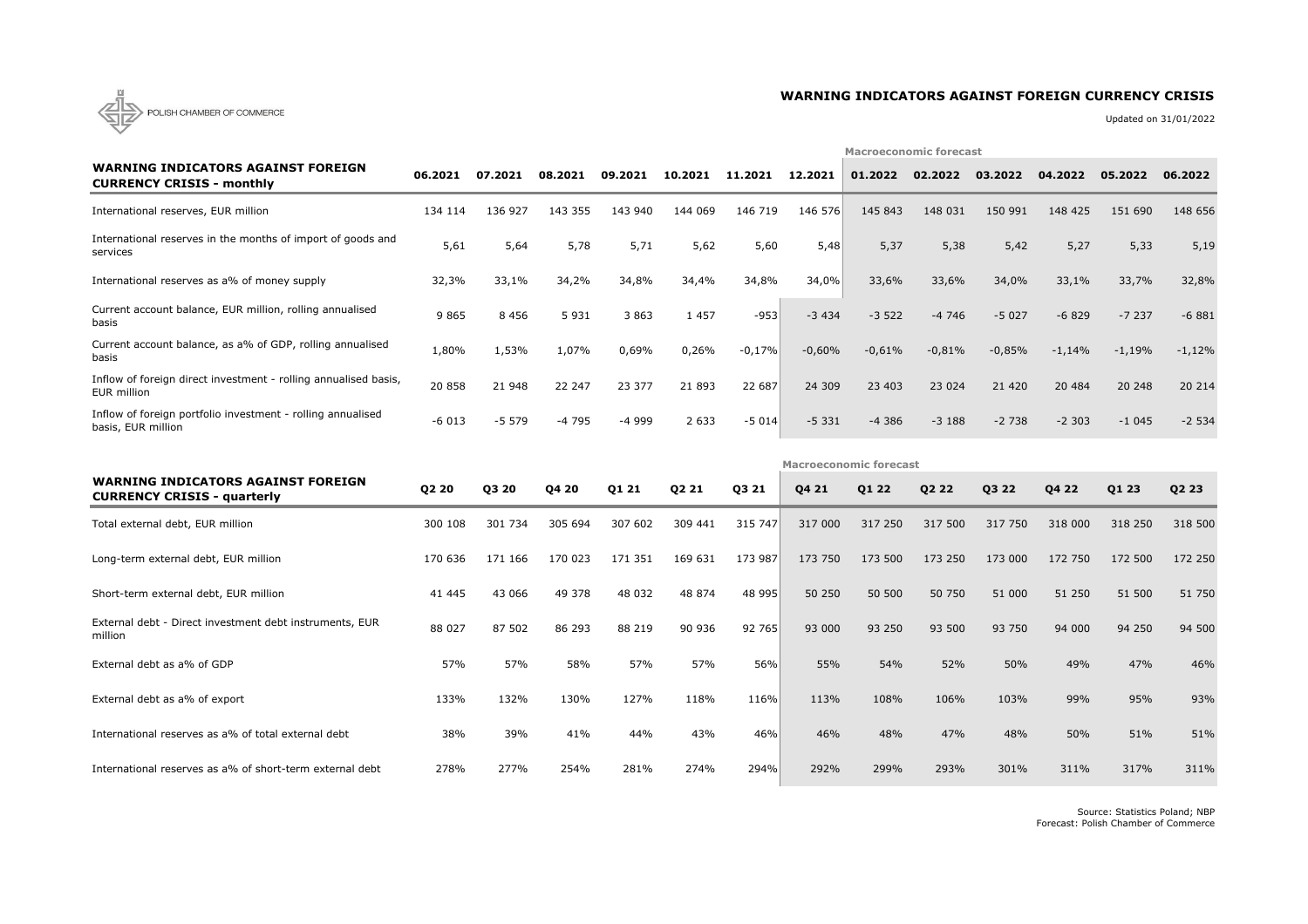POLISH CHAMBER OF COMMERCE

# WARNING INDICATORS AGAINST FOREIGN CURRENCY CRISIS

Updated on 31/01/2022

| | | | | | | | | Macroeconomic forecast | | | | | |
|---|---|---|---|---|---|---|---|---|---|---|---|---|---|
| **WARNING INDICATORS AGAINST FOREIGN CURRENCY CRISIS - monthly** | **06.2021** | **07.2021** | **08.2021** | **09.2021** | **10.2021** | **11.2021** | **12.2021** | **01.2022** | **02.2022** | **03.2022** | **04.2022** | **05.2022** | **06.2022** |
| International reserves, EUR million | 134 114 | 136 927 | 143 355 | 143 940 | 144 069 | 146 719 | 146 576 | 145 843 | 148 031 | 150 991 | 148 425 | 151 690 | 148 656 |
| International reserves in the months of import of goods and services | 5,61 | 5,64 | 5,78 | 5,71 | 5,62 | 5,60 | 5,48 | 5,37 | 5,38 | 5,42 | 5,27 | 5,33 | 5,19 |
| International reserves as a% of money supply | 32,3% | 33,1% | 34,2% | 34,8% | 34,4% | 34,8% | 34,0% | 33,6% | 33,6% | 34,0% | 33,1% | 33,7% | 32,8% |
| Current account balance, EUR million, rolling annualised basis | 9 865 | 8 456 | 5 931 | 3 863 | 1 457 | -953 | -3 434 | -3 522 | -4 746 | -5 027 | -6 829 | -7 237 | -6 881 |
| Current account balance, as a% of GDP, rolling annualised basis | 1,80% | 1,53% | 1,07% | 0,69% | 0,26% | -0,17% | -0,60% | -0,61% | -0,81% | -0,85% | -1,14% | -1,19% | -1,12% |
| Inflow of foreign direct investment - rolling annualised basis, EUR million | 20 858 | 21 948 | 22 247 | 23 377 | 21 893 | 22 687 | 24 309 | 23 403 | 23 024 | 21 420 | 20 484 | 20 248 | 20 214 |
| Inflow of foreign portfolio investment - rolling annualised basis, EUR million | -6 013 | -5 579 | -4 795 | -4 999 | 2 633 | -5 014 | -5 331 | -4 386 | -3 188 | -2 738 | -2 303 | -1 045 | -2 534 |

| | | | | | | | Macroeconomic forecast | | | | | | |
|---|---|---|---|---|---|---|---|---|---|---|---|---|---|
| **WARNING INDICATORS AGAINST FOREIGN CURRENCY CRISIS - quarterly** | **Q2 20** | **Q3 20** | **Q4 20** | **Q1 21** | **Q2 21** | **Q3 21** | **Q4 21** | **Q1 22** | **Q2 22** | **Q3 22** | **Q4 22** | **Q1 23** | **Q2 23** |
| Total external debt, EUR million | 300 108 | 301 734 | 305 694 | 307 602 | 309 441 | 315 747 | 317 000 | 317 250 | 317 500 | 317 750 | 318 000 | 318 250 | 318 500 |
| Long-term external debt, EUR million | 170 636 | 171 166 | 170 023 | 171 351 | 169 631 | 173 987 | 173 750 | 173 500 | 173 250 | 173 000 | 172 750 | 172 500 | 172 250 |
| Short-term external debt, EUR million | 41 445 | 43 066 | 49 378 | 48 032 | 48 874 | 48 995 | 50 250 | 50 500 | 50 750 | 51 000 | 51 250 | 51 500 | 51 750 |
| External debt - Direct investment debt instruments, EUR million | 88 027 | 87 502 | 86 293 | 88 219 | 90 936 | 92 765 | 93 000 | 93 250 | 93 500 | 93 750 | 94 000 | 94 250 | 94 500 |
| External debt as a% of GDP | 57% | 57% | 58% | 57% | 57% | 56% | 55% | 54% | 52% | 50% | 49% | 47% | 46% |
| External debt as a% of export | 133% | 132% | 130% | 127% | 118% | 116% | 113% | 108% | 106% | 103% | 99% | 95% | 93% |
| International reserves as a% of total external debt | 38% | 39% | 41% | 44% | 43% | 46% | 46% | 48% | 47% | 48% | 50% | 51% | 51% |
| International reserves as a% of short-term external debt | 278% | 277% | 254% | 281% | 274% | 294% | 292% | 299% | 293% | 301% | 311% | 317% | 311% |

Source: Statistics Poland; NBP
Forecast: Polish Chamber of Commerce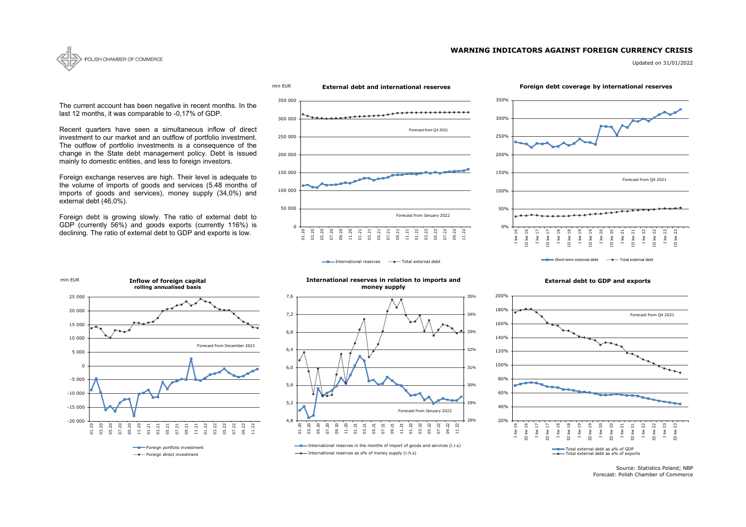POLISH CHAMBER OF COMMERCE

# WARNING INDICATORS AGAINST FOREIGN CURRENCY CRISIS

Updated on 31/01/2022

The current account has been negative in recent months. In the last 12 months, it was comparable to -0,17% of GDP.

Recent quarters have seen a simultaneous inflow of direct investment to our market and an outflow of portfolio investment. The outflow of portfolio investments is a consequence of the change in the State debt management policy. Debt is issued mainly to domestic entities, and less to foreign investors.

Foreign exchange reserves are high. Their level is adequate to the volume of imports of goods and services (5.48 months of imports of goods and services), money supply (34,0%) and external debt (46,0%).

Foreign debt is growing slowly. The ratio of external debt to GDP (currently 56%) and goods exports (currently 116%) is declining. The ratio of external debt to GDP and exports is low.

**External debt and international reserves**

mln EUR

350 000
300 000
250 000
200 000
150 000
100 000
50 000
0

01.20 03.20 05.20 07.20 09.20 11.20 01.21 03.21 05.21 07.21 09.21 11.21 01.22 03.22 05.22 07.22 09.22 11.22

Forecast from Q4 2021

Forecast from January 2022

International reserves
Total external debt

**Foreign debt coverage by international reserves**

350%
300%
250%
200%
150%
100%
50%
0%

I kw 16 III kw 16 I kw 17 III kw 17 I kw 18 III kw 18 I kw 19 III kw 19 I kw 20 III kw 20 I kw 21 III kw 21 I kw 22 III kw 22 I kw 23 III kw 23

Forecast from Q4 2021

Short-term external debt
Total external debt

**Inflow of foreign capital**
**rolling annualised basis**

mln EUR

25 000
20 000
15 000
10 000
5 000
0
-5 000
-10 000
-15 000
-20 000

01.20 03.20 05.20 07.20 09.20 11.20 01.21 03.21 05.21 07.21 09.21 11.21 01.22 03.22 05.22 07.22 09.22 11.22

Forecast from December 2021

Foreign portfolio investment
Foreign direct investment

**International reserves in relation to imports and money supply**

7,6
7,2
6,8
6,4
6,0
5,6
5,2
4,8

35%
34%
33%
32%
31%
30%
29%
28%

01.20 03.20 05.20 07.20 09.20 11.20 01.21 03.21 05.21 07.21 09.21 11.21 01.22 03.22 05.22 07.22 09.22 11.22

Forecast from January 2022

International reserves in the months of import of goods and services (l.r.s)
International reserves as a% of money supply (r.h.s)

**External debt to GDP and exports**

200%
180%
160%
140%
120%
100%
80%
60%
40%
20%

I kw 16 III kw 16 I kw 17 III kw 17 I kw 18 III kw 18 I kw 19 III kw 19 I kw 20 III kw 20 I kw 21 III kw 21 I kw 22 III kw 22 I kw 23 III kw 23

Forecast from Q4 2021

Total external debt as a% of GDP
Total external debt as a% of exports

Source: Statistics Poland; NBP
Forecast: Polish Chamber of Commerce